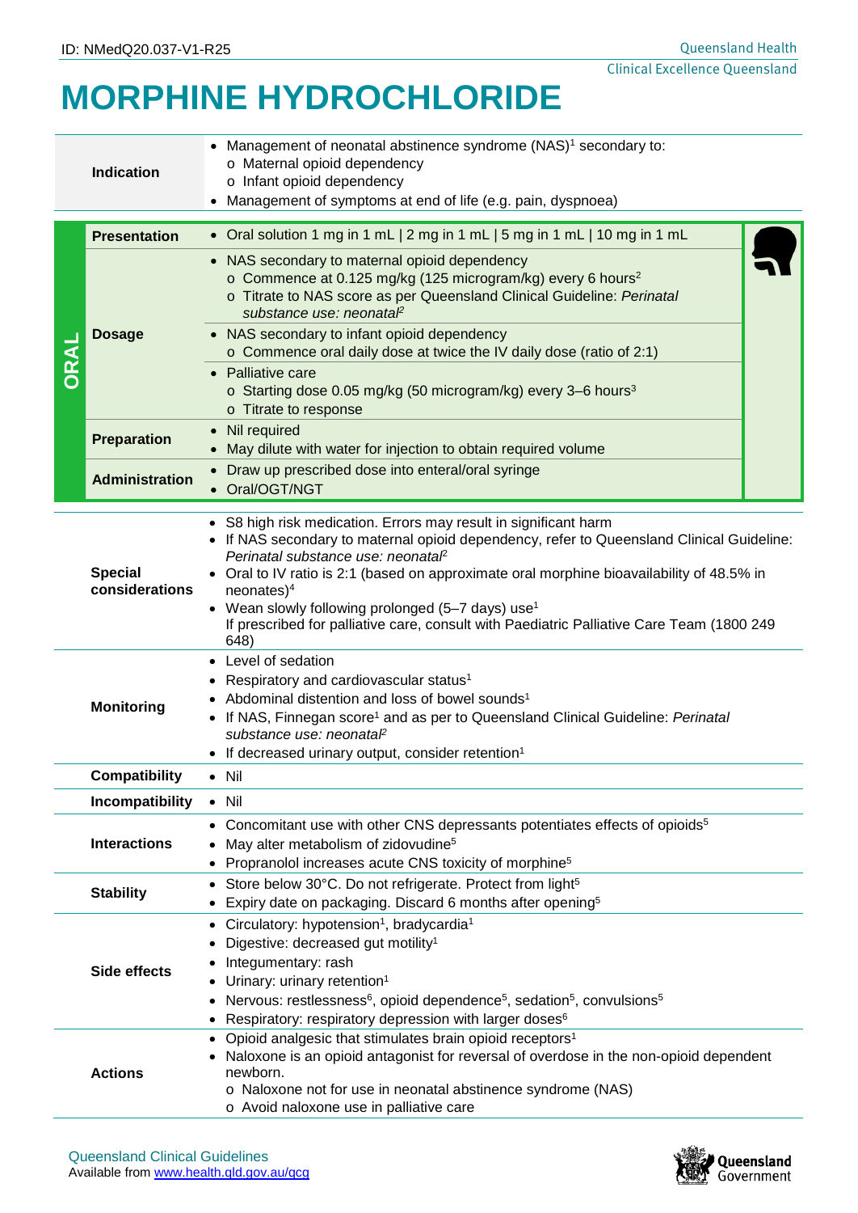ID: NMedQ20.037-V1-R25

# MORPHINE HYDROCHLORIDE

| | |
|---|---|
| **Indication** | • Management of neonatal abstinence syndrome (NAS)[1] secondary to:<br>o Maternal opioid dependency<br>o Infant opioid dependency<br>• Management of symptoms at end of life (e.g. pain, dyspnoea) |

## ORAL

| | |
|---|---|
| **Presentation** | • Oral solution 1 mg in 1 mL \| 2 mg in 1 mL \| 5 mg in 1 mL \| 10 mg in 1 mL |
| **Dosage** | • NAS secondary to maternal opioid dependency<br>o Commence at 0.125 mg/kg (125 microgram/kg) every 6 hours[2]<br>o Titrate to NAS score as per Queensland Clinical Guideline: *Perinatal substance use: neonatal*[2]<br>• NAS secondary to infant opioid dependency<br>o Commence oral daily dose at twice the IV daily dose (ratio of 2:1)<br>• Palliative care<br>o Starting dose 0.05 mg/kg (50 microgram/kg) every 3–6 hours[3]<br>o Titrate to response |
| **Preparation** | • Nil required<br>• May dilute with water for injection to obtain required volume |
| **Administration** | • Draw up prescribed dose into enteral/oral syringe<br>• Oral/OGT/NGT |

| | |
|---|---|
| **Special considerations** | • S8 high risk medication. Errors may result in significant harm<br>• If NAS secondary to maternal opioid dependency, refer to Queensland Clinical Guideline: *Perinatal substance use: neonatal*[2]<br>• Oral to IV ratio is 2:1 (based on approximate oral morphine bioavailability of 48.5% in neonates)[4]<br>• Wean slowly following prolonged (5–7 days) use[1]<br>If prescribed for palliative care, consult with Paediatric Palliative Care Team (1800 249 648) |
| **Monitoring** | • Level of sedation<br>• Respiratory and cardiovascular status[1]<br>• Abdominal distention and loss of bowel sounds[1]<br>• If NAS, Finnegan score[1] and as per to Queensland Clinical Guideline: *Perinatal substance use: neonatal*[2]<br>• If decreased urinary output, consider retention[1] |
| **Compatibility** | • Nil |
| **Incompatibility** | • Nil |
| **Interactions** | • Concomitant use with other CNS depressants potentiates effects of opioids[5]<br>• May alter metabolism of zidovudine[5]<br>• Propranolol increases acute CNS toxicity of morphine[5] |
| **Stability** | • Store below 30°C. Do not refrigerate. Protect from light[5]<br>• Expiry date on packaging. Discard 6 months after opening[5] |
| **Side effects** | • Circulatory: hypotension[1], bradycardia[1]<br>• Digestive: decreased gut motility[1]<br>• Integumentary: rash<br>• Urinary: urinary retention[1]<br>• Nervous: restlessness[6], opioid dependence[5], sedation[5], convulsions[5]<br>• Respiratory: respiratory depression with larger doses[6] |
| **Actions** | • Opioid analgesic that stimulates brain opioid receptors[1]<br>• Naloxone is an opioid antagonist for reversal of overdose in the non-opioid dependent newborn.<br>o Naloxone not for use in neonatal abstinence syndrome (NAS)<br>o Avoid naloxone use in palliative care |

Queensland Clinical Guidelines
Available from www.health.qld.gov.au/qcg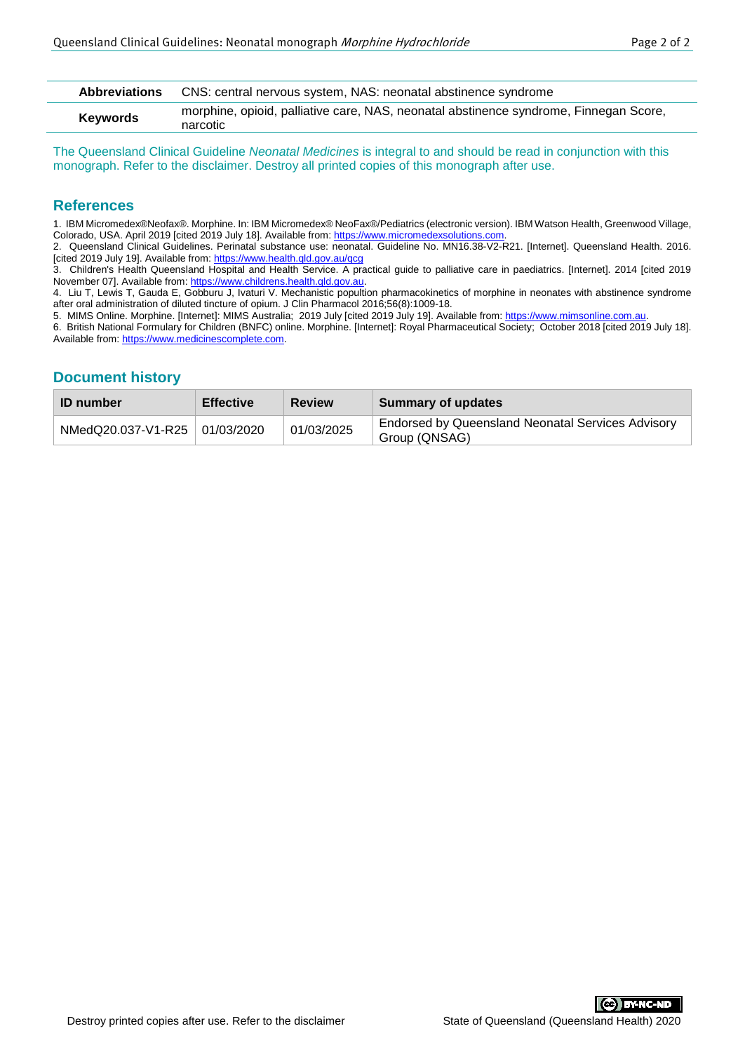| | |
|---|---|
| **Abbreviations** | CNS: central nervous system, NAS: neonatal abstinence syndrome |
| **Keywords** | morphine, opioid, palliative care, NAS, neonatal abstinence syndrome, Finnegan Score, narcotic |

The Queensland Clinical Guideline *Neonatal Medicines* is integral to and should be read in conjunction with this monograph. Refer to the disclaimer. Destroy all printed copies of this monograph after use.

## References

1. IBM Micromedex®Neofax®. Morphine. In: IBM Micromedex® NeoFax®/Pediatrics (electronic version). IBM Watson Health, Greenwood Village, Colorado, USA. April 2019 [cited 2019 July 18]. Available from: https://www.micromedexsolutions.com.
2. Queensland Clinical Guidelines. Perinatal substance use: neonatal. Guideline No. MN16.38-V2-R21. [Internet]. Queensland Health. 2016. [cited 2019 July 19]. Available from: https://www.health.qld.gov.au/qcg
3. Children's Health Queensland Hospital and Health Service. A practical guide to palliative care in paediatrics. [Internet]. 2014 [cited 2019 November 07]. Available from: https://www.childrens.health.qld.gov.au.
4. Liu T, Lewis T, Gauda E, Gobburu J, Ivaturi V. Mechanistic popultion pharmacokinetics of morphine in neonates with abstinence syndrome after oral administration of diluted tincture of opium. J Clin Pharmacol 2016;56(8):1009-18.
5. MIMS Online. Morphine. [Internet]: MIMS Australia; 2019 July [cited 2019 July 19]. Available from: https://www.mimsonline.com.au.
6. British National Formulary for Children (BNFC) online. Morphine. [Internet]: Royal Pharmaceutical Society; October 2018 [cited 2019 July 18]. Available from: https://www.medicinescomplete.com.

## Document history

| ID number | Effective | Review | Summary of updates |
|---|---|---|---|
| NMedQ20.037-V1-R25 | 01/03/2020 | 01/03/2025 | Endorsed by Queensland Neonatal Services Advisory Group (QNSAG) |